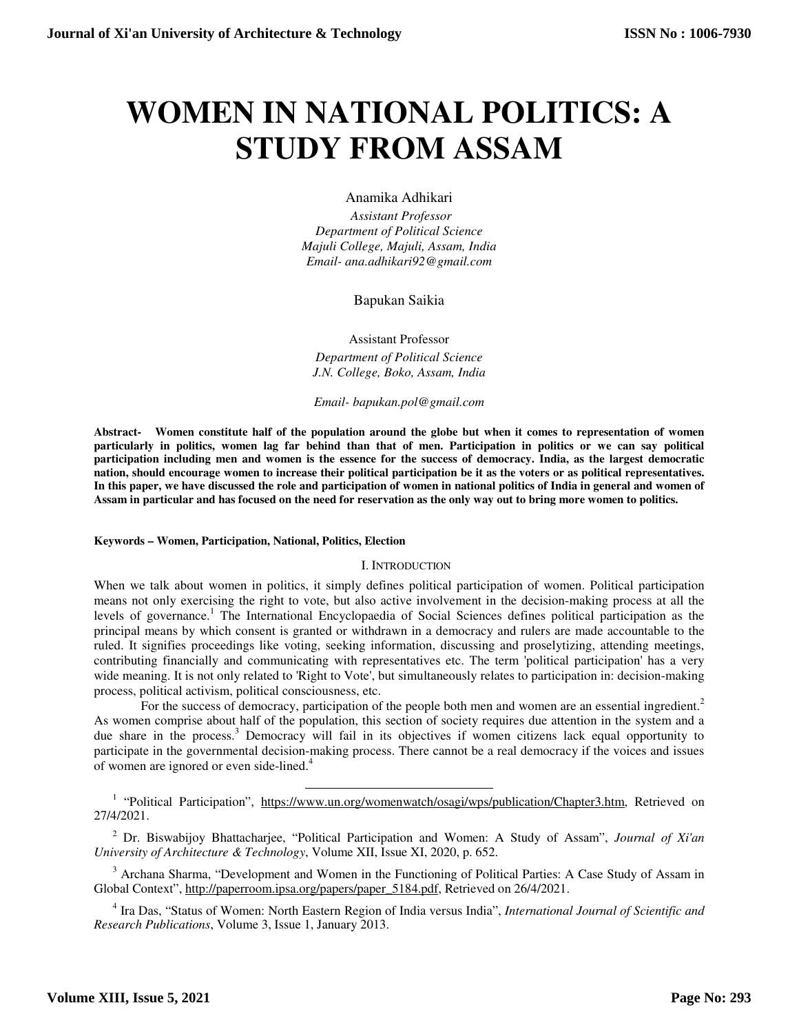# WOMEN IN NATIONAL POLITICS: A STUDY FROM ASSAM

Anamika Adhikari

*Assistant Professor*
*Department of Political Science*
*Majuli College, Majuli, Assam, India*
*Email- ana.adhikari92@gmail.com*

Bapukan Saikia

Assistant Professor
*Department of Political Science*
*J.N. College, Boko, Assam, India*

*Email- bapukan.pol@gmail.com*

**Abstract- Women constitute half of the population around the globe but when it comes to representation of women particularly in politics, women lag far behind than that of men. Participation in politics or we can say political participation including men and women is the essence for the success of democracy. India, as the largest democratic nation, should encourage women to increase their political participation be it as the voters or as political representatives. In this paper, we have discussed the role and participation of women in national politics of India in general and women of Assam in particular and has focused on the need for reservation as the only way out to bring more women to politics.**

**Keywords – Women, Participation, National, Politics, Election**

## I. INTRODUCTION

When we talk about women in politics, it simply defines political participation of women. Political participation means not only exercising the right to vote, but also active involvement in the decision-making process at all the levels of governance.[1] The International Encyclopaedia of Social Sciences defines political participation as the principal means by which consent is granted or withdrawn in a democracy and rulers are made accountable to the ruled. It signifies proceedings like voting, seeking information, discussing and proselytizing, attending meetings, contributing financially and communicating with representatives etc. The term 'political participation' has a very wide meaning. It is not only related to 'Right to Vote', but simultaneously relates to participation in: decision-making process, political activism, political consciousness, etc.

For the success of democracy, participation of the people both men and women are an essential ingredient.[2] As women comprise about half of the population, this section of society requires due attention in the system and a due share in the process.[3] Democracy will fail in its objectives if women citizens lack equal opportunity to participate in the governmental decision-making process. There cannot be a real democracy if the voices and issues of women are ignored or even side-lined.[4]

---

[1] "Political Participation", https://www.un.org/womenwatch/osagi/wps/publication/Chapter3.htm, Retrieved on 27/4/2021.

[2] Dr. Biswabijoy Bhattacharjee, "Political Participation and Women: A Study of Assam", *Journal of Xi'an University of Architecture & Technology*, Volume XII, Issue XI, 2020, p. 652.

[3] Archana Sharma, "Development and Women in the Functioning of Political Parties: A Case Study of Assam in Global Context", http://paperroom.ipsa.org/papers/paper_5184.pdf, Retrieved on 26/4/2021.

[4] Ira Das, "Status of Women: North Eastern Region of India versus India", *International Journal of Scientific and Research Publications*, Volume 3, Issue 1, January 2013.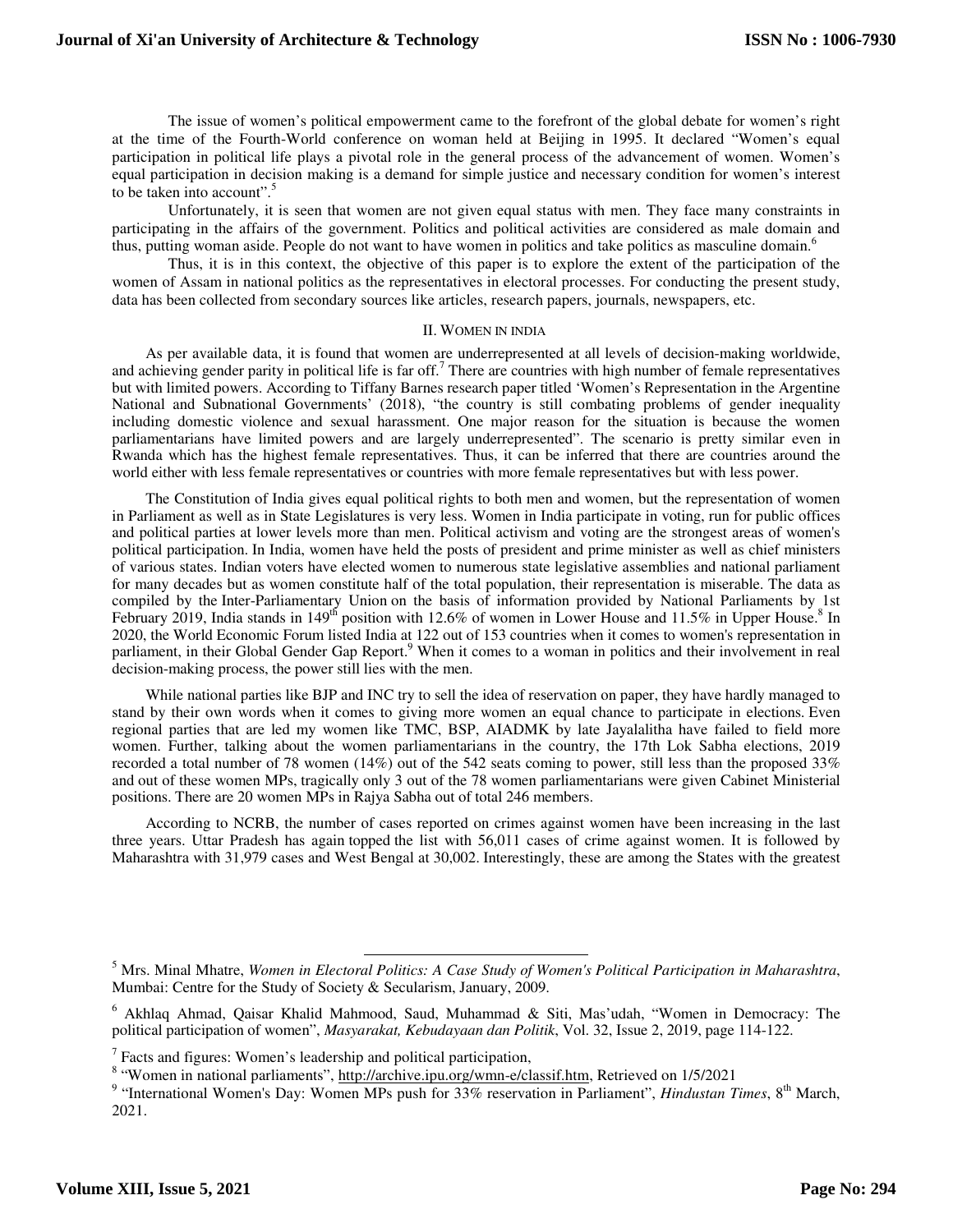The issue of women's political empowerment came to the forefront of the global debate for women's right at the time of the Fourth-World conference on woman held at Beijing in 1995. It declared "Women's equal participation in political life plays a pivotal role in the general process of the advancement of women. Women's equal participation in decision making is a demand for simple justice and necessary condition for women's interest to be taken into account".[5]

Unfortunately, it is seen that women are not given equal status with men. They face many constraints in participating in the affairs of the government. Politics and political activities are considered as male domain and thus, putting woman aside. People do not want to have women in politics and take politics as masculine domain.[6]

Thus, it is in this context, the objective of this paper is to explore the extent of the participation of the women of Assam in national politics as the representatives in electoral processes. For conducting the present study, data has been collected from secondary sources like articles, research papers, journals, newspapers, etc.

## II. Women in India

As per available data, it is found that women are underrepresented at all levels of decision-making worldwide, and achieving gender parity in political life is far off.[7] There are countries with high number of female representatives but with limited powers. According to Tiffany Barnes research paper titled 'Women's Representation in the Argentine National and Subnational Governments' (2018), "the country is still combating problems of gender inequality including domestic violence and sexual harassment. One major reason for the situation is because the women parliamentarians have limited powers and are largely underrepresented". The scenario is pretty similar even in Rwanda which has the highest female representatives. Thus, it can be inferred that there are countries around the world either with less female representatives or countries with more female representatives but with less power.

The Constitution of India gives equal political rights to both men and women, but the representation of women in Parliament as well as in State Legislatures is very less. Women in India participate in voting, run for public offices and political parties at lower levels more than men. Political activism and voting are the strongest areas of women's political participation. In India, women have held the posts of president and prime minister as well as chief ministers of various states. Indian voters have elected women to numerous state legislative assemblies and national parliament for many decades but as women constitute half of the total population, their representation is miserable. The data as compiled by the Inter-Parliamentary Union on the basis of information provided by National Parliaments by 1st February 2019, India stands in 149th position with 12.6% of women in Lower House and 11.5% in Upper House.[8] In 2020, the World Economic Forum listed India at 122 out of 153 countries when it comes to women's representation in parliament, in their Global Gender Gap Report.[9] When it comes to a woman in politics and their involvement in real decision-making process, the power still lies with the men.

While national parties like BJP and INC try to sell the idea of reservation on paper, they have hardly managed to stand by their own words when it comes to giving more women an equal chance to participate in elections. Even regional parties that are led my women like TMC, BSP, AIADMK by late Jayalalitha have failed to field more women. Further, talking about the women parliamentarians in the country, the 17th Lok Sabha elections, 2019 recorded a total number of 78 women (14%) out of the 542 seats coming to power, still less than the proposed 33% and out of these women MPs, tragically only 3 out of the 78 women parliamentarians were given Cabinet Ministerial positions. There are 20 women MPs in Rajya Sabha out of total 246 members.

According to NCRB, the number of cases reported on crimes against women have been increasing in the last three years. Uttar Pradesh has again topped the list with 56,011 cases of crime against women. It is followed by Maharashtra with 31,979 cases and West Bengal at 30,002. Interestingly, these are among the States with the greatest

---

[5] Mrs. Minal Mhatre, *Women in Electoral Politics: A Case Study of Women's Political Participation in Maharashtra*, Mumbai: Centre for the Study of Society & Secularism, January, 2009.

[6] Akhlaq Ahmad, Qaisar Khalid Mahmood, Saud, Muhammad & Siti, Mas'udah, "Women in Democracy: The political participation of women", *Masyarakat, Kebudayaan dan Politik*, Vol. 32, Issue 2, 2019, page 114-122.

[7] Facts and figures: Women's leadership and political participation,

[8] "Women in national parliaments", http://archive.ipu.org/wmn-e/classif.htm, Retrieved on 1/5/2021

[9] "International Women's Day: Women MPs push for 33% reservation in Parliament", *Hindustan Times*, 8th March, 2021.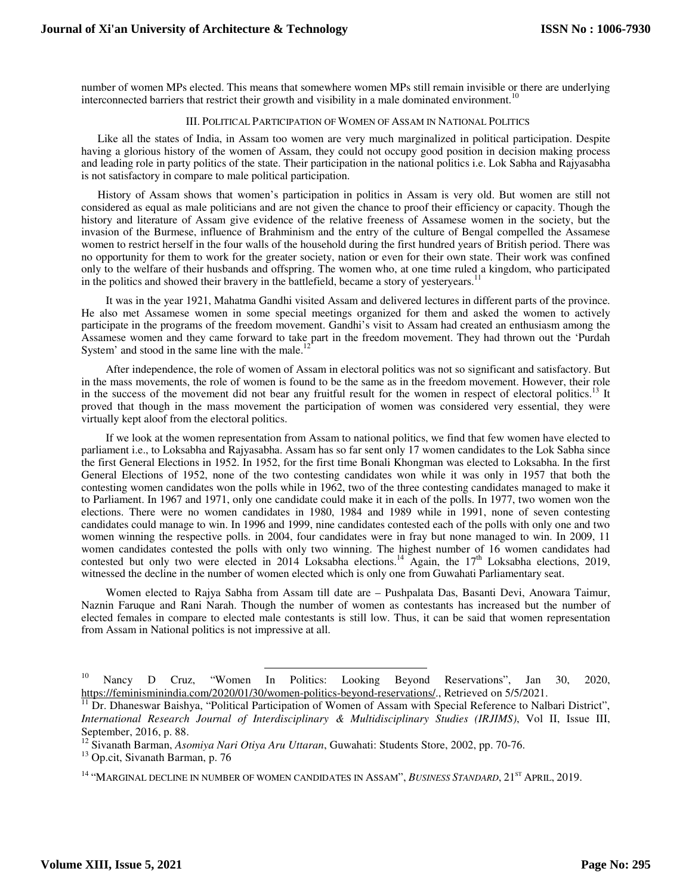number of women MPs elected. This means that somewhere women MPs still remain invisible or there are underlying interconnected barriers that restrict their growth and visibility in a male dominated environment.[10]

### III. Political Participation of Women of Assam in National Politics

Like all the states of India, in Assam too women are very much marginalized in political participation. Despite having a glorious history of the women of Assam, they could not occupy good position in decision making process and leading role in party politics of the state. Their participation in the national politics i.e. Lok Sabha and Rajyasabha is not satisfactory in compare to male political participation.

History of Assam shows that women's participation in politics in Assam is very old. But women are still not considered as equal as male politicians and are not given the chance to proof their efficiency or capacity. Though the history and literature of Assam give evidence of the relative freeness of Assamese women in the society, but the invasion of the Burmese, influence of Brahminism and the entry of the culture of Bengal compelled the Assamese women to restrict herself in the four walls of the household during the first hundred years of British period. There was no opportunity for them to work for the greater society, nation or even for their own state. Their work was confined only to the welfare of their husbands and offspring. The women who, at one time ruled a kingdom, who participated in the politics and showed their bravery in the battlefield, became a story of yesteryears.[11]

It was in the year 1921, Mahatma Gandhi visited Assam and delivered lectures in different parts of the province. He also met Assamese women in some special meetings organized for them and asked the women to actively participate in the programs of the freedom movement. Gandhi's visit to Assam had created an enthusiasm among the Assamese women and they came forward to take part in the freedom movement. They had thrown out the 'Purdah System' and stood in the same line with the male.[12]

After independence, the role of women of Assam in electoral politics was not so significant and satisfactory. But in the mass movements, the role of women is found to be the same as in the freedom movement. However, their role in the success of the movement did not bear any fruitful result for the women in respect of electoral politics.[13] It proved that though in the mass movement the participation of women was considered very essential, they were virtually kept aloof from the electoral politics.

If we look at the women representation from Assam to national politics, we find that few women have elected to parliament i.e., to Loksabha and Rajyasabha. Assam has so far sent only 17 women candidates to the Lok Sabha since the first General Elections in 1952. In 1952, for the first time Bonali Khongman was elected to Loksabha. In the first General Elections of 1952, none of the two contesting candidates won while it was only in 1957 that both the contesting women candidates won the polls while in 1962, two of the three contesting candidates managed to make it to Parliament. In 1967 and 1971, only one candidate could make it in each of the polls. In 1977, two women won the elections. There were no women candidates in 1980, 1984 and 1989 while in 1991, none of seven contesting candidates could manage to win. In 1996 and 1999, nine candidates contested each of the polls with only one and two women winning the respective polls. in 2004, four candidates were in fray but none managed to win. In 2009, 11 women candidates contested the polls with only two winning. The highest number of 16 women candidates had contested but only two were elected in 2014 Loksabha elections.[14] Again, the 17th Loksabha elections, 2019, witnessed the decline in the number of women elected which is only one from Guwahati Parliamentary seat.

Women elected to Rajya Sabha from Assam till date are – Pushpalata Das, Basanti Devi, Anowara Taimur, Naznin Faruque and Rani Narah. Though the number of women as contestants has increased but the number of elected females in compare to elected male contestants is still low. Thus, it can be said that women representation from Assam in National politics is not impressive at all.

---

[10] Nancy D Cruz, "Women In Politics: Looking Beyond Reservations", Jan 30, 2020, https://feminisminindia.com/2020/01/30/women-politics-beyond-reservations/., Retrieved on 5/5/2021.

[11] Dr. Dhaneswar Baishya, "Political Participation of Women of Assam with Special Reference to Nalbari District", *International Research Journal of Interdisciplinary & Multidisciplinary Studies (IRJIMS)*, Vol II, Issue III, September, 2016, p. 88.

[12] Sivanath Barman, *Asomiya Nari Otiya Aru Uttaran*, Guwahati: Students Store, 2002, pp. 70-76.

[13] Op.cit, Sivanath Barman, p. 76

[14] "Marginal decline in number of women candidates in Assam", *Business Standard*, 21st April, 2019.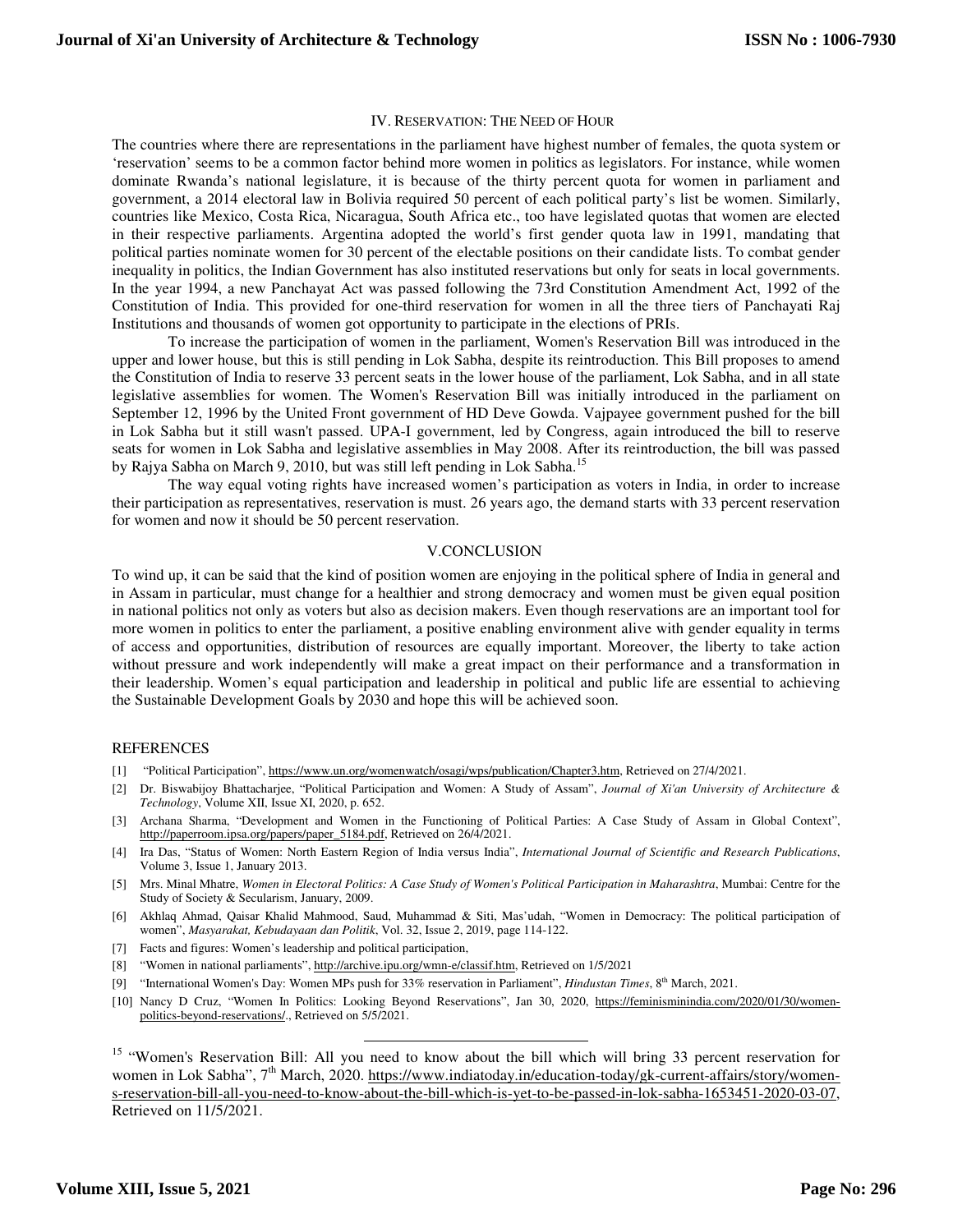## IV. Reservation: The Need of Hour

The countries where there are representations in the parliament have highest number of females, the quota system or 'reservation' seems to be a common factor behind more women in politics as legislators. For instance, while women dominate Rwanda's national legislature, it is because of the thirty percent quota for women in parliament and government, a 2014 electoral law in Bolivia required 50 percent of each political party's list be women. Similarly, countries like Mexico, Costa Rica, Nicaragua, South Africa etc., too have legislated quotas that women are elected in their respective parliaments. Argentina adopted the world's first gender quota law in 1991, mandating that political parties nominate women for 30 percent of the electable positions on their candidate lists. To combat gender inequality in politics, the Indian Government has also instituted reservations but only for seats in local governments. In the year 1994, a new Panchayat Act was passed following the 73rd Constitution Amendment Act, 1992 of the Constitution of India. This provided for one-third reservation for women in all the three tiers of Panchayati Raj Institutions and thousands of women got opportunity to participate in the elections of PRIs.

To increase the participation of women in the parliament, Women's Reservation Bill was introduced in the upper and lower house, but this is still pending in Lok Sabha, despite its reintroduction. This Bill proposes to amend the Constitution of India to reserve 33 percent seats in the lower house of the parliament, Lok Sabha, and in all state legislative assemblies for women. The Women's Reservation Bill was initially introduced in the parliament on September 12, 1996 by the United Front government of HD Deve Gowda. Vajpayee government pushed for the bill in Lok Sabha but it still wasn't passed. UPA-I government, led by Congress, again introduced the bill to reserve seats for women in Lok Sabha and legislative assemblies in May 2008. After its reintroduction, the bill was passed by Rajya Sabha on March 9, 2010, but was still left pending in Lok Sabha.[15]

The way equal voting rights have increased women's participation as voters in India, in order to increase their participation as representatives, reservation is must. 26 years ago, the demand starts with 33 percent reservation for women and now it should be 50 percent reservation.

## V. Conclusion

To wind up, it can be said that the kind of position women are enjoying in the political sphere of India in general and in Assam in particular, must change for a healthier and strong democracy and women must be given equal position in national politics not only as voters but also as decision makers. Even though reservations are an important tool for more women in politics to enter the parliament, a positive enabling environment alive with gender equality in terms of access and opportunities, distribution of resources are equally important. Moreover, the liberty to take action without pressure and work independently will make a great impact on their performance and a transformation in their leadership. Women's equal participation and leadership in political and public life are essential to achieving the Sustainable Development Goals by 2030 and hope this will be achieved soon.

## References

[1] "Political Participation", https://www.un.org/womenwatch/osagi/wps/publication/Chapter3.htm, Retrieved on 27/4/2021.

[2] Dr. Biswabijoy Bhattacharjee, "Political Participation and Women: A Study of Assam", *Journal of Xi'an University of Architecture & Technology*, Volume XII, Issue XI, 2020, p. 652.

[3] Archana Sharma, "Development and Women in the Functioning of Political Parties: A Case Study of Assam in Global Context", http://paperroom.ipsa.org/papers/paper_5184.pdf, Retrieved on 26/4/2021.

[4] Ira Das, "Status of Women: North Eastern Region of India versus India", *International Journal of Scientific and Research Publications*, Volume 3, Issue 1, January 2013.

[5] Mrs. Minal Mhatre, *Women in Electoral Politics: A Case Study of Women's Political Participation in Maharashtra*, Mumbai: Centre for the Study of Society & Secularism, January, 2009.

[6] Akhlaq Ahmad, Qaisar Khalid Mahmood, Saud, Muhammad & Siti, Mas'udah, "Women in Democracy: The political participation of women", *Masyarakat, Kebudayaan dan Politik*, Vol. 32, Issue 2, 2019, page 114-122.

[7] Facts and figures: Women's leadership and political participation,

[8] "Women in national parliaments", http://archive.ipu.org/wmn-e/classif.htm, Retrieved on 1/5/2021

[9] "International Women's Day: Women MPs push for 33% reservation in Parliament", *Hindustan Times*, 8th March, 2021.

[10] Nancy D Cruz, "Women In Politics: Looking Beyond Reservations", Jan 30, 2020, https://feminisminindia.com/2020/01/30/women-politics-beyond-reservations/., Retrieved on 5/5/2021.

---

[15] "Women's Reservation Bill: All you need to know about the bill which will bring 33 percent reservation for women in Lok Sabha", 7th March, 2020. https://www.indiatoday.in/education-today/gk-current-affairs/story/women-s-reservation-bill-all-you-need-to-know-about-the-bill-which-is-yet-to-be-passed-in-lok-sabha-1653451-2020-03-07, Retrieved on 11/5/2021.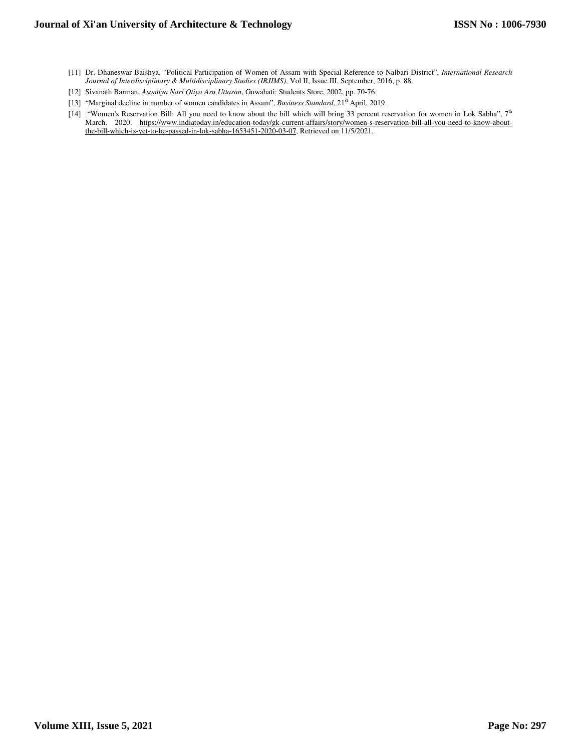[11] Dr. Dhaneswar Baishya, "Political Participation of Women of Assam with Special Reference to Nalbari District", *International Research Journal of Interdisciplinary & Multidisciplinary Studies (IRJIMS)*, Vol II, Issue III, September, 2016, p. 88.

[12] Sivanath Barman, *Asomiya Nari Otiya Aru Uttaran*, Guwahati: Students Store, 2002, pp. 70-76.

[13] "Marginal decline in number of women candidates in Assam", *Business Standard*, 21st April, 2019.

[14] "Women's Reservation Bill: All you need to know about the bill which will bring 33 percent reservation for women in Lok Sabha", 7th March, 2020. https://www.indiatoday.in/education-today/gk-current-affairs/story/women-s-reservation-bill-all-you-need-to-know-about-the-bill-which-is-yet-to-be-passed-in-lok-sabha-1653451-2020-03-07, Retrieved on 11/5/2021.